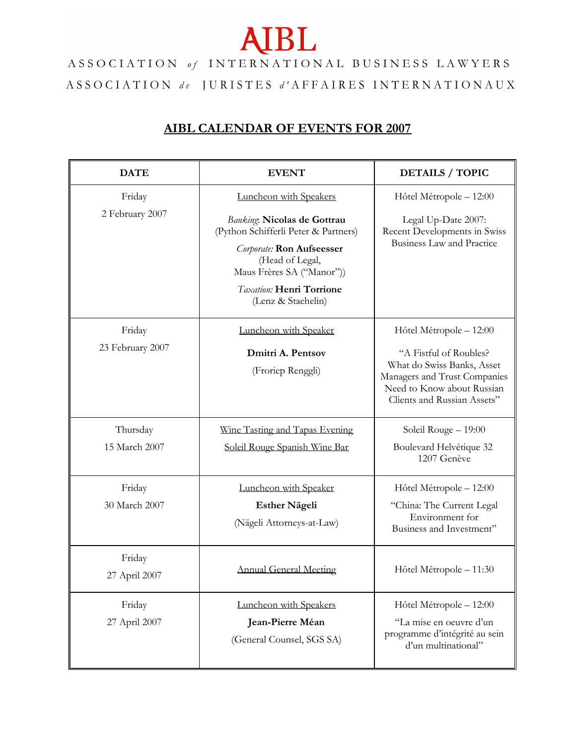# AIBL

ASSOCIATION *of* INTERNATIONAL BUSINESS LAWYERS

ASSOCIATION *de* JURISTES *d'*AFFAIRES INTERNATIONAUX

## AIBL CALENDAR OF EVENTS FOR 2007

| DATE | EVENT | DETAILS / TOPIC |
|---|---|---|
| Friday<br>2 February 2007 | Luncheon with Speakers<br><br>*Banking*: **Nicolas de Gottrau** (Python Schifferli Peter & Partners)<br><br>*Corporate:* **Ron Aufseesser** (Head of Legal, Maus Frères SA ("Manor"))<br><br>*Taxation:* **Henri Torrione** (Lenz & Staehelin) | Hôtel Métropole – 12:00<br><br>Legal Up-Date 2007: Recent Developments in Swiss Business Law and Practice |
| Friday<br>23 February 2007 | Luncheon with Speaker<br><br>**Dmitri A. Pentsov**<br><br>(Froriep Renggli) | Hôtel Métropole – 12:00<br><br>"A Fistful of Roubles? What do Swiss Banks, Asset Managers and Trust Companies Need to Know about Russian Clients and Russian Assets" |
| Thursday<br>15 March 2007 | Wine Tasting and Tapas Evening<br><br>Soleil Rouge Spanish Wine Bar | Soleil Rouge – 19:00<br><br>Boulevard Helvétique 32<br>1207 Genève |
| Friday<br>30 March 2007 | Luncheon with Speaker<br><br>**Esther Nägeli**<br><br>(Nägeli Attorneys-at-Law) | Hôtel Métropole – 12:00<br><br>"China: The Current Legal Environment for Business and Investment" |
| Friday<br>27 April 2007 | Annual General Meeting | Hôtel Métropole – 11:30 |
| Friday<br>27 April 2007 | Luncheon with Speakers<br><br>**Jean-Pierre Méan**<br><br>(General Counsel, SGS SA) | Hôtel Métropole – 12:00<br><br>"La mise en oeuvre d'un programme d'intégrité au sein d'un multinational" |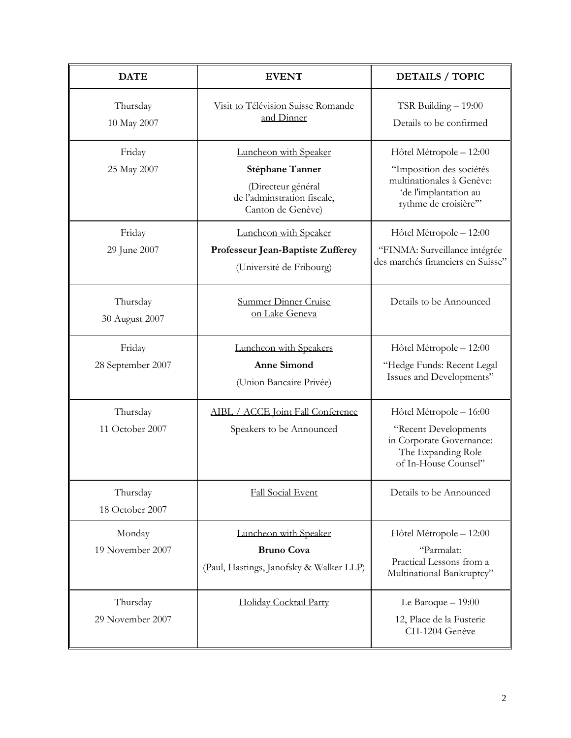| DATE | EVENT | DETAILS / TOPIC |
| --- | --- | --- |
| Thursday<br>10 May 2007 | Visit to Télévision Suisse Romande and Dinner | TSR Building – 19:00<br>Details to be confirmed |
| Friday<br>25 May 2007 | Luncheon with Speaker<br>**Stéphane Tanner**<br>(Directeur général de l'adminstration fiscale, Canton de Genève) | Hôtel Métropole – 12:00<br>"Imposition des sociétés multinationales à Genève: 'de l'implantation au rythme de croisière'" |
| Friday<br>29 June 2007 | Luncheon with Speaker<br>**Professeur Jean-Baptiste Zufferey**<br>(Université de Fribourg) | Hôtel Métropole – 12:00<br>"FINMA: Surveillance intégrée des marchés financiers en Suisse" |
| Thursday<br>30 August 2007 | Summer Dinner Cruise on Lake Geneva | Details to be Announced |
| Friday<br>28 September 2007 | Luncheon with Speakers<br>**Anne Simond**<br>(Union Bancaire Privée) | Hôtel Métropole – 12:00<br>"Hedge Funds: Recent Legal Issues and Developments" |
| Thursday<br>11 October 2007 | AIBL / ACCE Joint Fall Conference<br>Speakers to be Announced | Hôtel Métropole – 16:00<br>"Recent Developments in Corporate Governance: The Expanding Role of In-House Counsel" |
| Thursday<br>18 October 2007 | Fall Social Event | Details to be Announced |
| Monday<br>19 November 2007 | Luncheon with Speaker<br>**Bruno Cova**<br>(Paul, Hastings, Janofsky & Walker LLP) | Hôtel Métropole – 12:00<br>"Parmalat: Practical Lessons from a Multinational Bankruptcy" |
| Thursday<br>29 November 2007 | Holiday Cocktail Party | Le Baroque – 19:00<br>12, Place de la Fusterie CH-1204 Genève |